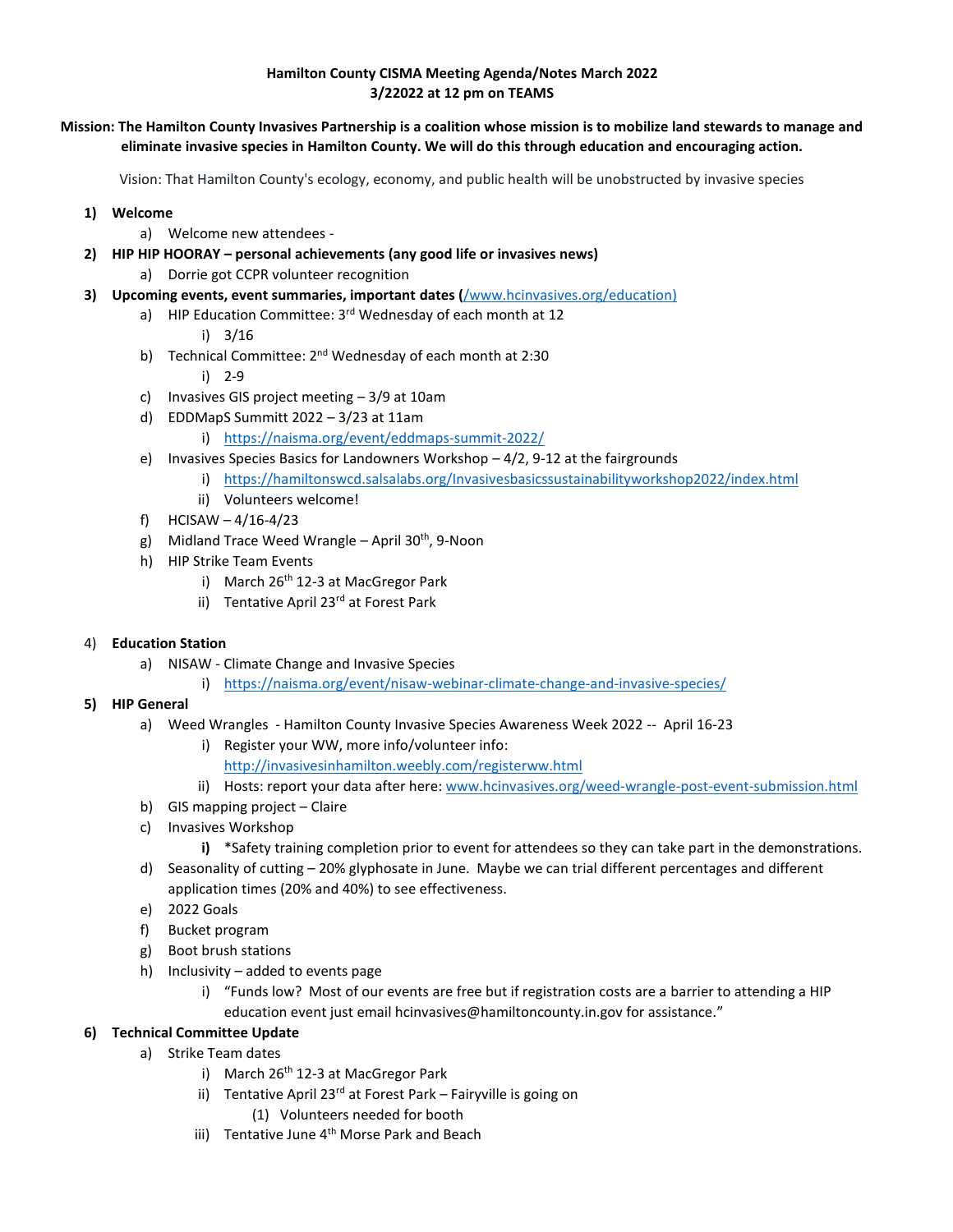**Hamilton County CISMA Meeting Agenda/Notes March 2022**
**3/22022 at 12 pm on TEAMS**

**Mission: The Hamilton County Invasives Partnership is a coalition whose mission is to mobilize land stewards to manage and eliminate invasive species in Hamilton County. We will do this through education and encouraging action.**

Vision: That Hamilton County's ecology, economy, and public health will be unobstructed by invasive species

1) **Welcome**
   a) Welcome new attendees -
2) **HIP HIP HOORAY – personal achievements (any good life or invasives news)**
   a) Dorrie got CCPR volunteer recognition
3) **Upcoming events, event summaries, important dates (**/www.hcinvasives.org/education)
   a) HIP Education Committee: 3rd Wednesday of each month at 12
      i) 3/16
   b) Technical Committee: 2nd Wednesday of each month at 2:30
      i) 2-9
   c) Invasives GIS project meeting – 3/9 at 10am
   d) EDDMapS Summitt 2022 – 3/23 at 11am
      i) https://naisma.org/event/eddmaps-summit-2022/
   e) Invasives Species Basics for Landowners Workshop – 4/2, 9-12 at the fairgrounds
      i) https://hamiltonswcd.salsalabs.org/Invasivesbasicssustainabilityworkshop2022/index.html
      ii) Volunteers welcome!
   f) HCISAW – 4/16-4/23
   g) Midland Trace Weed Wrangle – April 30th, 9-Noon
   h) HIP Strike Team Events
      i) March 26th 12-3 at MacGregor Park
      ii) Tentative April 23rd at Forest Park

4) **Education Station**
   a) NISAW - Climate Change and Invasive Species
      i) https://naisma.org/event/nisaw-webinar-climate-change-and-invasive-species/
5) **HIP General**
   a) Weed Wrangles - Hamilton County Invasive Species Awareness Week 2022 -- April 16-23
      i) Register your WW, more info/volunteer info: http://invasivesinhamilton.weebly.com/registerww.html
      ii) Hosts: report your data after here: www.hcinvasives.org/weed-wrangle-post-event-submission.html
   b) GIS mapping project – Claire
   c) Invasives Workshop
      **i)** *Safety training completion prior to event for attendees so they can take part in the demonstrations.
   d) Seasonality of cutting – 20% glyphosate in June. Maybe we can trial different percentages and different application times (20% and 40%) to see effectiveness.
   e) 2022 Goals
   f) Bucket program
   g) Boot brush stations
   h) Inclusivity – added to events page
      i) "Funds low? Most of our events are free but if registration costs are a barrier to attending a HIP education event just email hcinvasives@hamiltoncounty.in.gov for assistance."
6) **Technical Committee Update**
   a) Strike Team dates
      i) March 26th 12-3 at MacGregor Park
      ii) Tentative April 23rd at Forest Park – Fairyville is going on
         (1) Volunteers needed for booth
      iii) Tentative June 4th Morse Park and Beach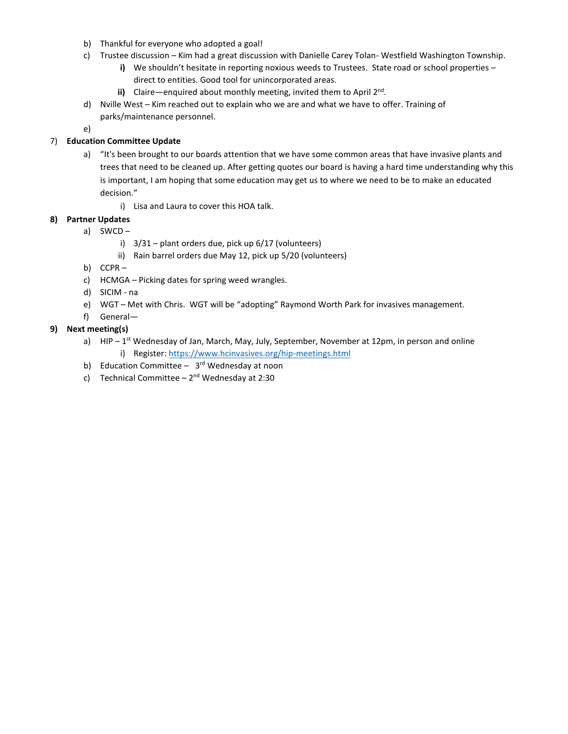b) Thankful for everyone who adopted a goal!

c) Trustee discussion – Kim had a great discussion with Danielle Carey Tolan- Westfield Washington Township.

  **i)** We shouldn't hesitate in reporting noxious weeds to Trustees. State road or school properties – direct to entities. Good tool for unincorporated areas.

  **ii)** Claire—enquired about monthly meeting, invited them to April 2nd.

d) Nville West – Kim reached out to explain who we are and what we have to offer. Training of parks/maintenance personnel.

e)

7) **Education Committee Update**

  a) "It's been brought to our boards attention that we have some common areas that have invasive plants and trees that need to be cleaned up. After getting quotes our board is having a hard time understanding why this is important, I am hoping that some education may get us to where we need to be to make an educated decision."

    i) Lisa and Laura to cover this HOA talk.

**8) Partner Updates**

  a) SWCD –

    i) 3/31 – plant orders due, pick up 6/17 (volunteers)

    ii) Rain barrel orders due May 12, pick up 5/20 (volunteers)

  b) CCPR –

  c) HCMGA – Picking dates for spring weed wrangles.

  d) SICIM - na

  e) WGT – Met with Chris. WGT will be "adopting" Raymond Worth Park for invasives management.

  f) General—

**9) Next meeting(s)**

  a) HIP – 1st Wednesday of Jan, March, May, July, September, November at 12pm, in person and online

    i) Register: https://www.hcinvasives.org/hip-meetings.html

  b) Education Committee – 3rd Wednesday at noon

  c) Technical Committee – 2nd Wednesday at 2:30